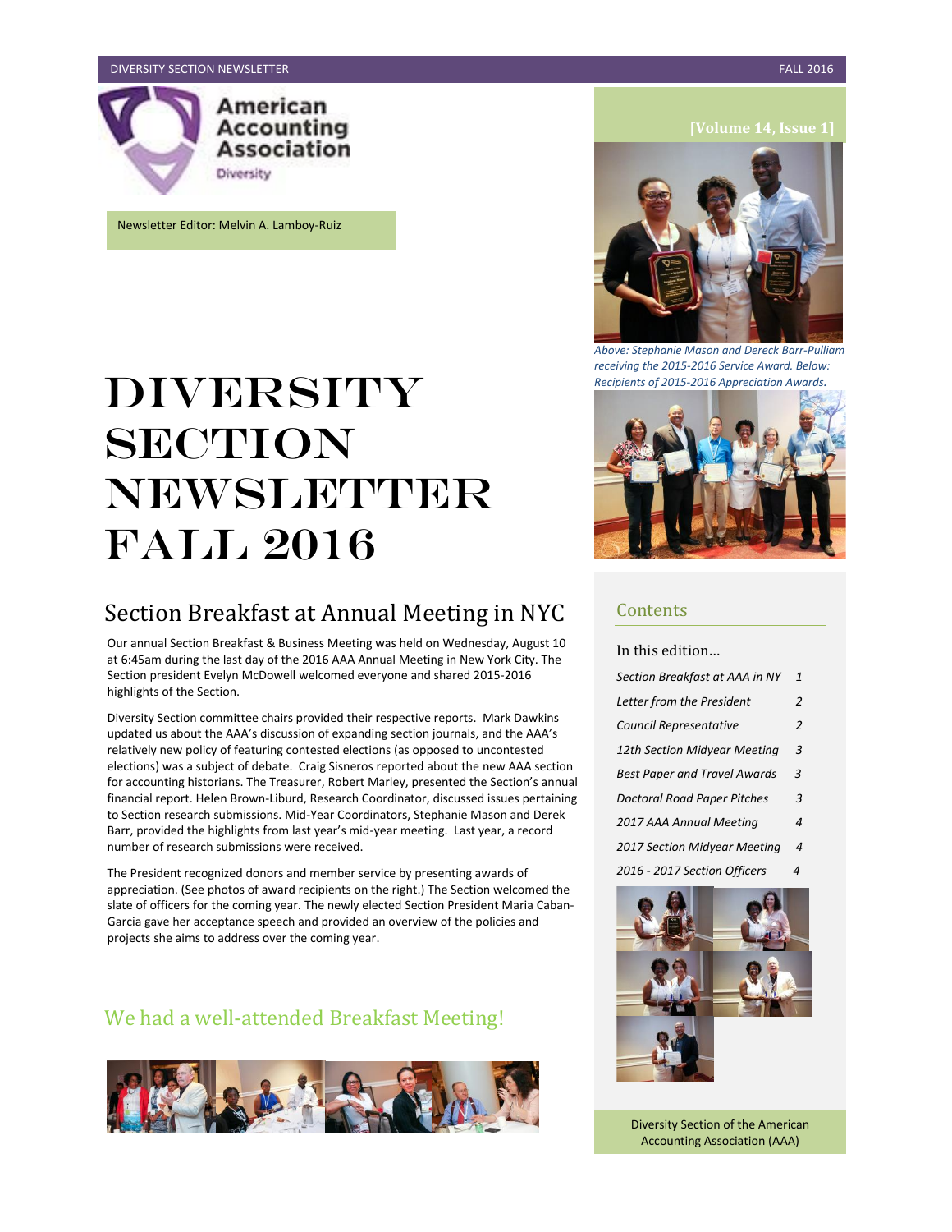American Accounting Association

Diversity

Newsletter Editor: Melvin A. Lamboy-Ruiz

[Volume 14, Issue 1]

*Above: Stephanie Mason and Dereck Barr-Pulliam receiving the 2015-2016 Service Award. Below: Recipients of 2015-2016 Appreciation Awards.*

# DIVERSITY SECTION NEWSLETTER FALL 2016

## Section Breakfast at Annual Meeting in NYC

Our annual Section Breakfast & Business Meeting was held on Wednesday, August 10 at 6:45am during the last day of the 2016 AAA Annual Meeting in New York City. The Section president Evelyn McDowell welcomed everyone and shared 2015-2016 highlights of the Section.

Diversity Section committee chairs provided their respective reports. Mark Dawkins updated us about the AAA's discussion of expanding section journals, and the AAA's relatively new policy of featuring contested elections (as opposed to uncontested elections) was a subject of debate. Craig Sisneros reported about the new AAA section for accounting historians. The Treasurer, Robert Marley, presented the Section's annual financial report. Helen Brown-Liburd, Research Coordinator, discussed issues pertaining to Section research submissions. Mid-Year Coordinators, Stephanie Mason and Derek Barr, provided the highlights from last year's mid-year meeting. Last year, a record number of research submissions were received.

The President recognized donors and member service by presenting awards of appreciation. (See photos of award recipients on the right.) The Section welcomed the slate of officers for the coming year. The newly elected Section President Maria Caban-Garcia gave her acceptance speech and provided an overview of the policies and projects she aims to address over the coming year.

## We had a well-attended Breakfast Meeting!

## Contents

In this edition...

| | |
|---|---|
| *Section Breakfast at AAA in NY* | *1* |
| *Letter from the President* | *2* |
| *Council Representative* | *2* |
| *12th Section Midyear Meeting* | *3* |
| *Best Paper and Travel Awards* | *3* |
| *Doctoral Road Paper Pitches* | *3* |
| *2017 AAA Annual Meeting* | *4* |
| *2017 Section Midyear Meeting* | *4* |
| *2016 - 2017 Section Officers* | *4* |

Diversity Section of the American Accounting Association (AAA)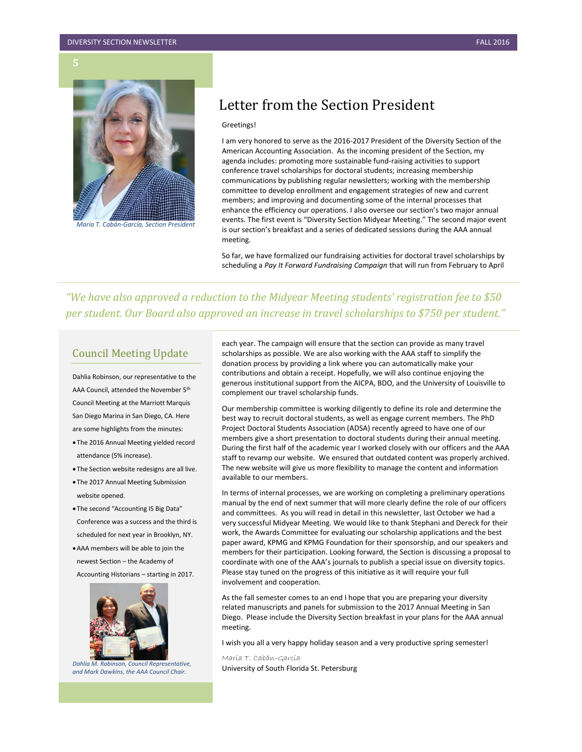# Letter from the Section President

María T. Cabán-García, Section President

Greetings!

I am very honored to serve as the 2016-2017 President of the Diversity Section of the American Accounting Association. As the incoming president of the Section, my agenda includes: promoting more sustainable fund-raising activities to support conference travel scholarships for doctoral students; increasing membership communications by publishing regular newsletters; working with the membership committee to develop enrollment and engagement strategies of new and current members; and improving and documenting some of the internal processes that enhance the efficiency our operations. I also oversee our section's two major annual events. The first event is "Diversity Section Midyear Meeting." The second major event is our section's breakfast and a series of dedicated sessions during the AAA annual meeting.

So far, we have formalized our fundraising activities for doctoral travel scholarships by scheduling a *Pay It Forward Fundraising Campaign* that will run from February to April each year. The campaign will ensure that the section can provide as many travel scholarships as possible. We are also working with the AAA staff to simplify the donation process by providing a link where you can automatically make your contributions and obtain a receipt. Hopefully, we will also continue enjoying the generous institutional support from the AICPA, BDO, and the University of Louisville to complement our travel scholarship funds.

*"We have also approved a reduction to the Midyear Meeting students' registration fee to $50 per student. Our Board also approved an increase in travel scholarships to $750 per student."*

Our membership committee is working diligently to define its role and determine the best way to recruit doctoral students, as well as engage current members. The PhD Project Doctoral Students Association (ADSA) recently agreed to have one of our members give a short presentation to doctoral students during their annual meeting. During the first half of the academic year I worked closely with our officers and the AAA staff to revamp our website. We ensured that outdated content was properly archived. The new website will give us more flexibility to manage the content and information available to our members.

In terms of internal processes, we are working on completing a preliminary operations manual by the end of next summer that will more clearly define the role of our officers and committees. As you will read in detail in this newsletter, last October we had a very successful Midyear Meeting. We would like to thank Stephani and Dereck for their work, the Awards Committee for evaluating our scholarship applications and the best paper award, KPMG and KPMG Foundation for their sponsorship, and our speakers and members for their participation. Looking forward, the Section is discussing a proposal to coordinate with one of the AAA's journals to publish a special issue on diversity topics. Please stay tuned on the progress of this initiative as it will require your full involvement and cooperation.

As the fall semester comes to an end I hope that you are preparing your diversity related manuscripts and panels for submission to the 2017 Annual Meeting in San Diego. Please include the Diversity Section breakfast in your plans for the AAA annual meeting.

I wish you all a very happy holiday season and a very productive spring semester!

María T. Cabán-García
University of South Florida St. Petersburg

## Council Meeting Update

Dahlia Robinson, our representative to the AAA Council, attended the November 5th Council Meeting at the Marriott Marquis San Diego Marina in San Diego, CA. Here are some highlights from the minutes:

- The 2016 Annual Meeting yielded record attendance (5% increase).
- The Section website redesigns are all live.
- The 2017 Annual Meeting Submission website opened.
- The second "Accounting IS Big Data" Conference was a success and the third is scheduled for next year in Brooklyn, NY.
- AAA members will be able to join the newest Section – the Academy of Accounting Historians – starting in 2017.

*Dahlia M. Robinson, Council Representative, and Mark Dawkins, the AAA Council Chair.*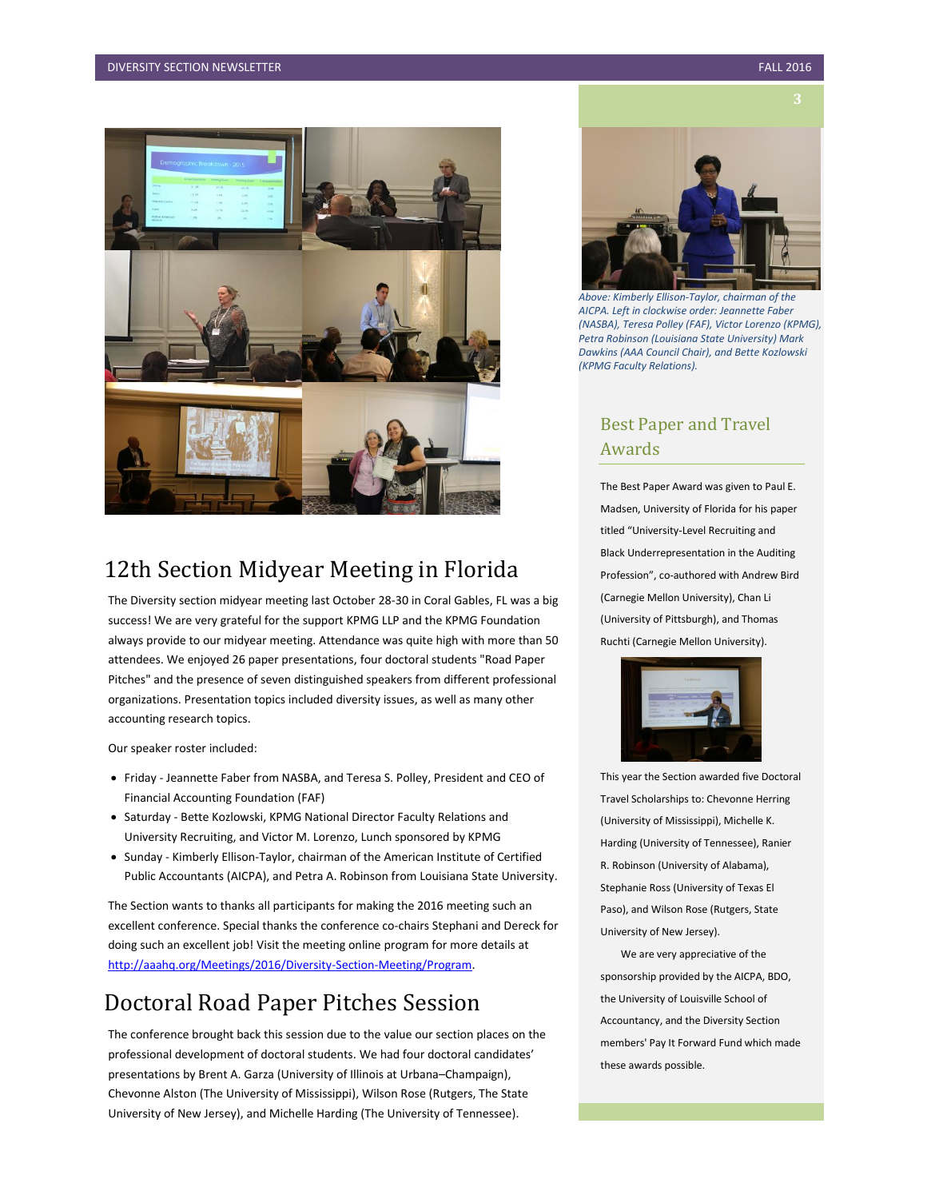## 12th Section Midyear Meeting in Florida

The Diversity section midyear meeting last October 28-30 in Coral Gables, FL was a big success! We are very grateful for the support KPMG LLP and the KPMG Foundation always provide to our midyear meeting. Attendance was quite high with more than 50 attendees. We enjoyed 26 paper presentations, four doctoral students "Road Paper Pitches" and the presence of seven distinguished speakers from different professional organizations. Presentation topics included diversity issues, as well as many other accounting research topics.

Our speaker roster included:

- Friday - Jeannette Faber from NASBA, and Teresa S. Polley, President and CEO of Financial Accounting Foundation (FAF)
- Saturday - Bette Kozlowski, KPMG National Director Faculty Relations and University Recruiting, and Victor M. Lorenzo, Lunch sponsored by KPMG
- Sunday - Kimberly Ellison-Taylor, chairman of the American Institute of Certified Public Accountants (AICPA), and Petra A. Robinson from Louisiana State University.

The Section wants to thanks all participants for making the 2016 meeting such an excellent conference. Special thanks the conference co-chairs Stephani and Dereck for doing such an excellent job! Visit the meeting online program for more details at [http://aaahq.org/Meetings/2016/Diversity-Section-Meeting/Program](http://aaahq.org/Meetings/2016/Diversity-Section-Meeting/Program).

## Doctoral Road Paper Pitches Session

The conference brought back this session due to the value our section places on the professional development of doctoral students. We had four doctoral candidates' presentations by Brent A. Garza (University of Illinois at Urbana–Champaign), Chevonne Alston (The University of Mississippi), Wilson Rose (Rutgers, The State University of New Jersey), and Michelle Harding (The University of Tennessee).

*Above: Kimberly Ellison-Taylor, chairman of the AICPA. Left in clockwise order: Jeannette Faber (NASBA), Teresa Polley (FAF), Victor Lorenzo (KPMG), Petra Robinson (Louisiana State University) Mark Dawkins (AAA Council Chair), and Bette Kozlowski (KPMG Faculty Relations).*

## Best Paper and Travel Awards

The Best Paper Award was given to Paul E. Madsen, University of Florida for his paper titled "University-Level Recruiting and Black Underrepresentation in the Auditing Profession", co-authored with Andrew Bird (Carnegie Mellon University), Chan Li (University of Pittsburgh), and Thomas Ruchti (Carnegie Mellon University).

This year the Section awarded five Doctoral Travel Scholarships to: Chevonne Herring (University of Mississippi), Michelle K. Harding (University of Tennessee), Ranier R. Robinson (University of Alabama), Stephanie Ross (University of Texas El Paso), and Wilson Rose (Rutgers, State University of New Jersey).

We are very appreciative of the sponsorship provided by the AICPA, BDO, the University of Louisville School of Accountancy, and the Diversity Section members' Pay It Forward Fund which made these awards possible.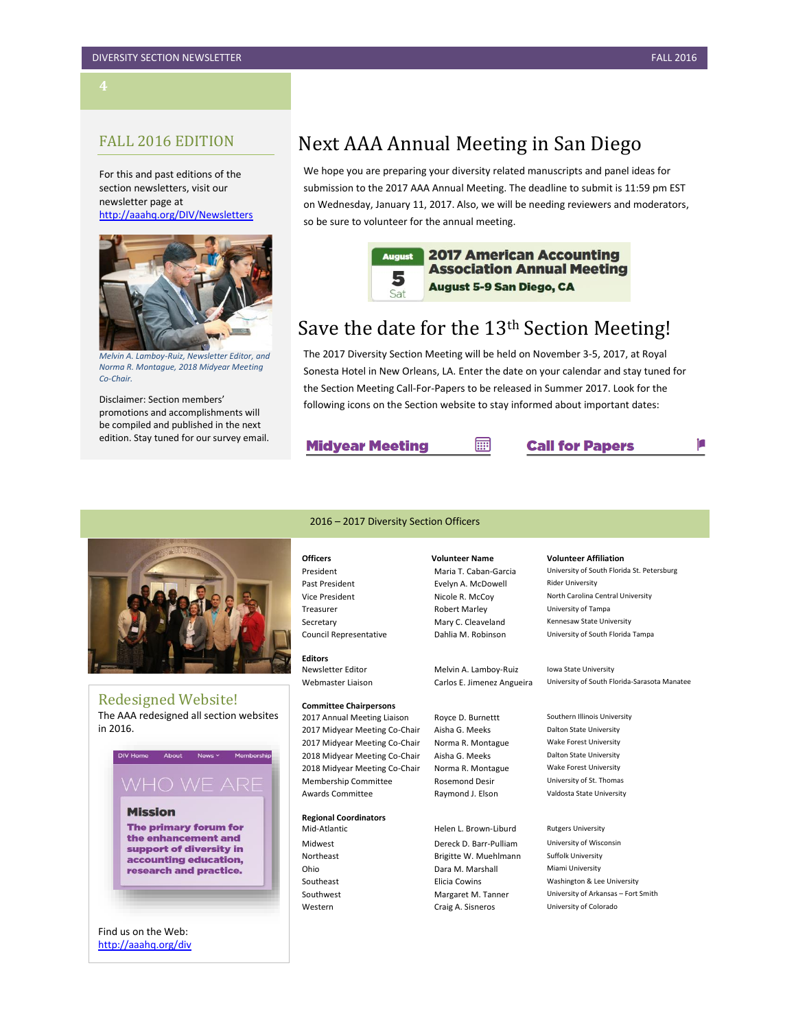## FALL 2016 EDITION

For this and past editions of the section newsletters, visit our newsletter page at http://aaahq.org/DIV/Newsletters

*Melvin A. Lamboy-Ruiz, Newsletter Editor, and Norma R. Montague, 2018 Midyear Meeting Co-Chair.*

Disclaimer: Section members' promotions and accomplishments will be compiled and published in the next edition. Stay tuned for our survey email.

# Next AAA Annual Meeting in San Diego

We hope you are preparing your diversity related manuscripts and panel ideas for submission to the 2017 AAA Annual Meeting. The deadline to submit is 11:59 pm EST on Wednesday, January 11, 2017. Also, we will be needing reviewers and moderators, so be sure to volunteer for the annual meeting.

August 5 Sat

**2017 American Accounting Association Annual Meeting**
**August 5-9 San Diego, CA**

# Save the date for the 13th Section Meeting!

The 2017 Diversity Section Meeting will be held on November 3-5, 2017, at Royal Sonesta Hotel in New Orleans, LA. Enter the date on your calendar and stay tuned for the Section Meeting Call-For-Papers to be released in Summer 2017. Look for the following icons on the Section website to stay informed about important dates:

**Midyear Meeting** **Call for Papers**

## 2016 – 2017 Diversity Section Officers

| Officers | Volunteer Name | Volunteer Affiliation |
|---|---|---|
| President | Maria T. Caban-Garcia | University of South Florida St. Petersburg |
| Past President | Evelyn A. McDowell | Rider University |
| Vice President | Nicole R. McCoy | North Carolina Central University |
| Treasurer | Robert Marley | University of Tampa |
| Secretary | Mary C. Cleaveland | Kennesaw State University |
| Council Representative | Dahlia M. Robinson | University of South Florida Tampa |
| **Editors** | | |
| Newsletter Editor | Melvin A. Lamboy-Ruiz | Iowa State University |
| Webmaster Liaison | Carlos E. Jimenez Angueira | University of South Florida-Sarasota Manatee |
| **Committee Chairpersons** | | |
| 2017 Annual Meeting Liaison | Royce D. Burnettt | Southern Illinois University |
| 2017 Midyear Meeting Co-Chair | Aisha G. Meeks | Dalton State University |
| 2017 Midyear Meeting Co-Chair | Norma R. Montague | Wake Forest University |
| 2018 Midyear Meeting Co-Chair | Aisha G. Meeks | Dalton State University |
| 2018 Midyear Meeting Co-Chair | Norma R. Montague | Wake Forest University |
| Membership Committee | Rosemond Desir | University of St. Thomas |
| Awards Committee | Raymond J. Elson | Valdosta State University |
| **Regional Coordinators** | | |
| Mid-Atlantic | Helen L. Brown-Liburd | Rutgers University |
| Midwest | Dereck D. Barr-Pulliam | University of Wisconsin |
| Northeast | Brigitte W. Muehlmann | Suffolk University |
| Ohio | Dara M. Marshall | Miami University |
| Southeast | Elicia Cowins | Washington & Lee University |
| Southwest | Margaret M. Tanner | University of Arkansas – Fort Smith |
| Western | Craig A. Sisneros | University of Colorado |

## Redesigned Website!

The AAA redesigned all section websites in 2016.

DIV Home About News Membership

WHO WE ARE

**Mission**

**The primary forum for the enhancement and support of diversity in accounting education, research and practice.**

Find us on the Web: http://aaahq.org/div